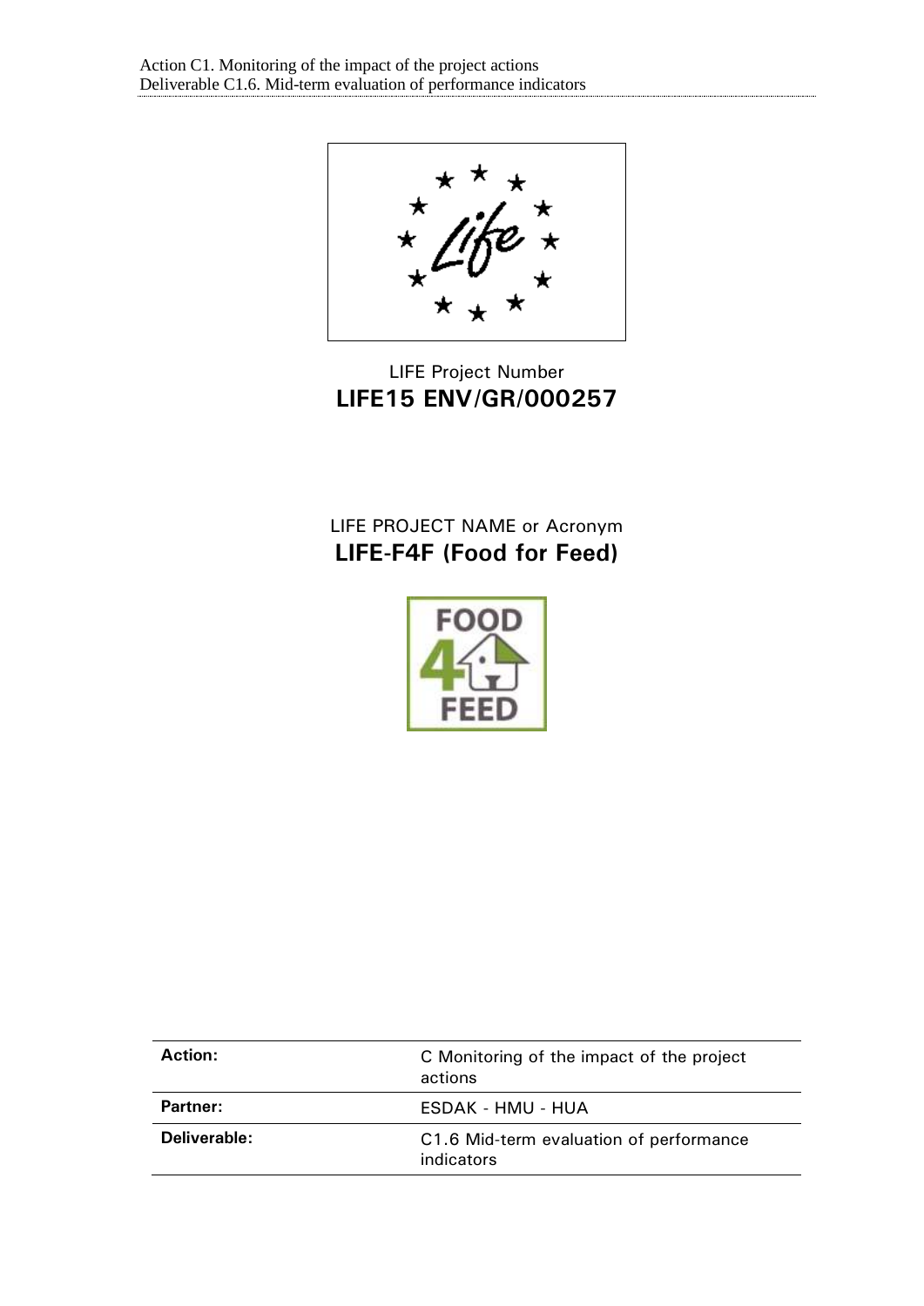LIFE Project Number
**LIFE15 ENV/GR/000257**

LIFE PROJECT NAME or Acronym
**LIFE-F4F (Food for Feed)**

| **Action:** | C Monitoring of the impact of the project actions |
|---|---|
| **Partner:** | ESDAK - HMU - HUA |
| **Deliverable:** | C1.6 Mid-term evaluation of performance indicators |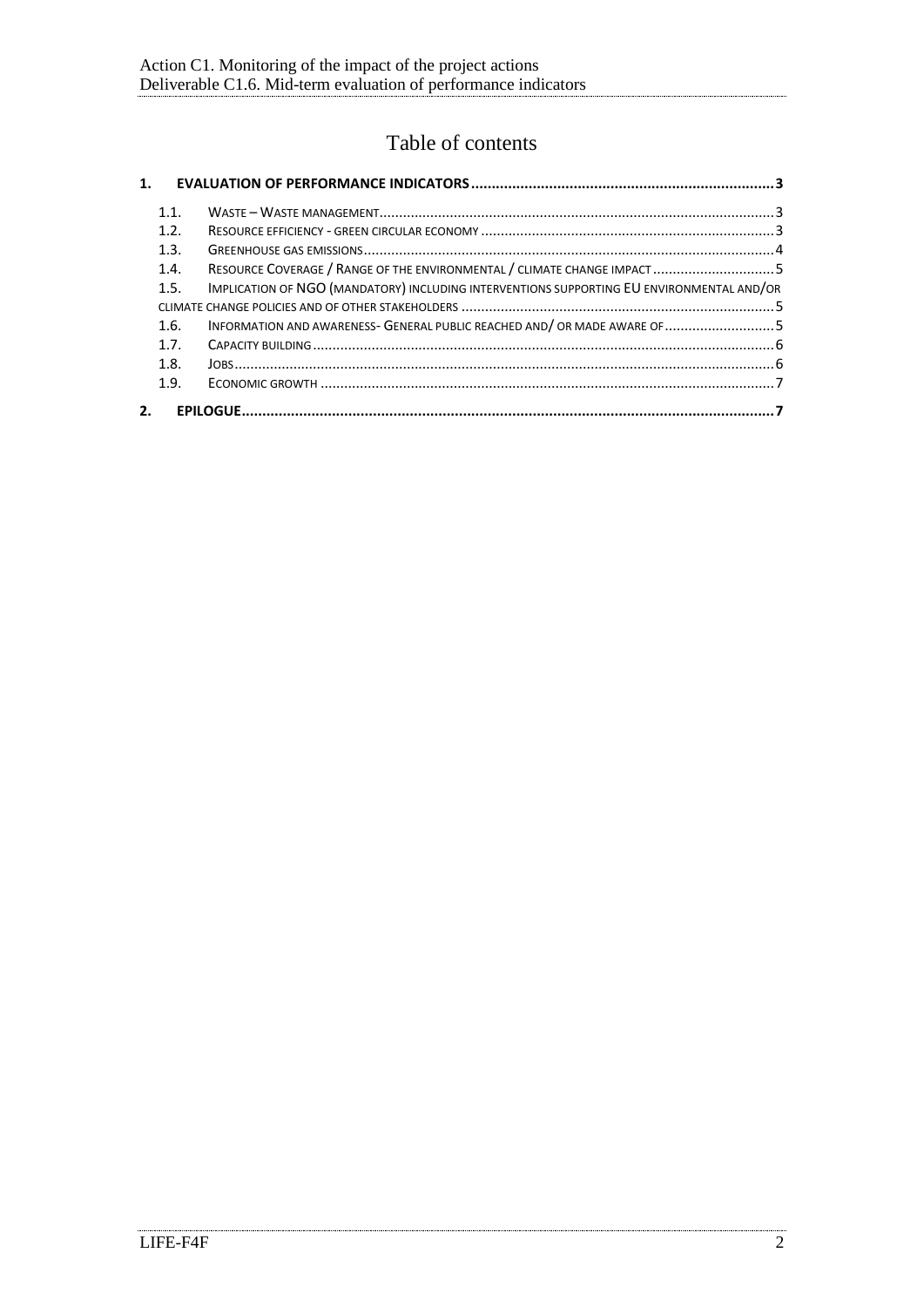# Table of contents

**1. EVALUATION OF PERFORMANCE INDICATORS ... 3**

- 1.1. WASTE – WASTE MANAGEMENT ... 3
- 1.2. RESOURCE EFFICIENCY - GREEN CIRCULAR ECONOMY ... 3
- 1.3. GREENHOUSE GAS EMISSIONS ... 4
- 1.4. RESOURCE COVERAGE / RANGE OF THE ENVIRONMENTAL / CLIMATE CHANGE IMPACT ... 5
- 1.5. IMPLICATION OF NGO (MANDATORY) INCLUDING INTERVENTIONS SUPPORTING EU ENVIRONMENTAL AND/OR CLIMATE CHANGE POLICIES AND OF OTHER STAKEHOLDERS ... 5
- 1.6. INFORMATION AND AWARENESS- GENERAL PUBLIC REACHED AND/ OR MADE AWARE OF ... 5
- 1.7. CAPACITY BUILDING ... 6
- 1.8. JOBS ... 6
- 1.9. ECONOMIC GROWTH ... 7

**2. EPILOGUE ... 7**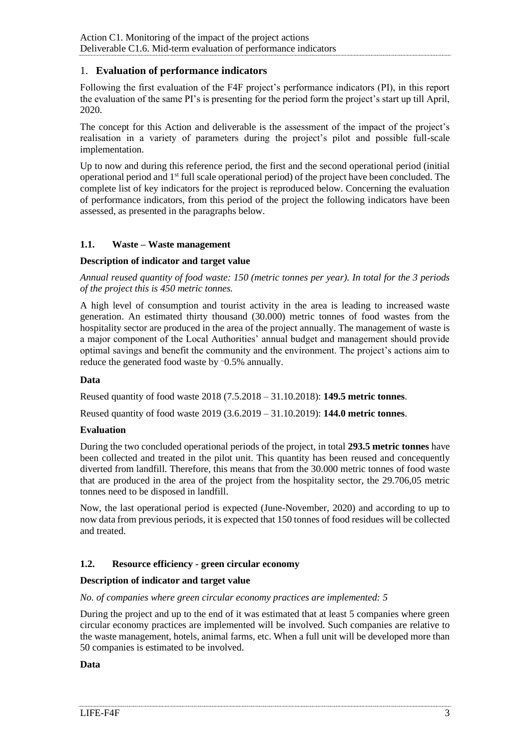## 1. **Evaluation of performance indicators**

Following the first evaluation of the F4F project's performance indicators (PI), in this report the evaluation of the same PI's is presenting for the period form the project's start up till April, 2020.

The concept for this Action and deliverable is the assessment of the impact of the project's realisation in a variety of parameters during the project's pilot and possible full-scale implementation.

Up to now and during this reference period, the first and the second operational period (initial operational period and 1st full scale operational period) of the project have been concluded. The complete list of key indicators for the project is reproduced below. Concerning the evaluation of performance indicators, from this period of the project the following indicators have been assessed, as presented in the paragraphs below.

### 1.1. Waste – Waste management

**Description of indicator and target value**

*Annual reused quantity of food waste: 150 (metric tonnes per year). In total for the 3 periods of the project this is 450 metric tonnes.*

A high level of consumption and tourist activity in the area is leading to increased waste generation. An estimated thirty thousand (30.000) metric tonnes of food wastes from the hospitality sector are produced in the area of the project annually. The management of waste is a major component of the Local Authorities' annual budget and management should provide optimal savings and benefit the community and the environment. The project's actions aim to reduce the generated food waste by ~0.5% annually.

**Data**

Reused quantity of food waste 2018 (7.5.2018 – 31.10.2018): **149.5 metric tonnes**.

Reused quantity of food waste 2019 (3.6.2019 – 31.10.2019): **144.0 metric tonnes**.

**Evaluation**

During the two concluded operational periods of the project, in total **293.5 metric tonnes** have been collected and treated in the pilot unit. This quantity has been reused and concequently diverted from landfill. Therefore, this means that from the 30.000 metric tonnes of food waste that are produced in the area of the project from the hospitality sector, the 29.706,05 metric tonnes need to be disposed in landfill.

Now, the last operational period is expected (June-November, 2020) and according to up to now data from previous periods, it is expected that 150 tonnes of food residues will be collected and treated.

### 1.2. Resource efficiency - green circular economy

**Description of indicator and target value**

*No. of companies where green circular economy practices are implemented: 5*

During the project and up to the end of it was estimated that at least 5 companies where green circular economy practices are implemented will be involved. Such companies are relative to the waste management, hotels, animal farms, etc. When a full unit will be developed more than 50 companies is estimated to be involved.

**Data**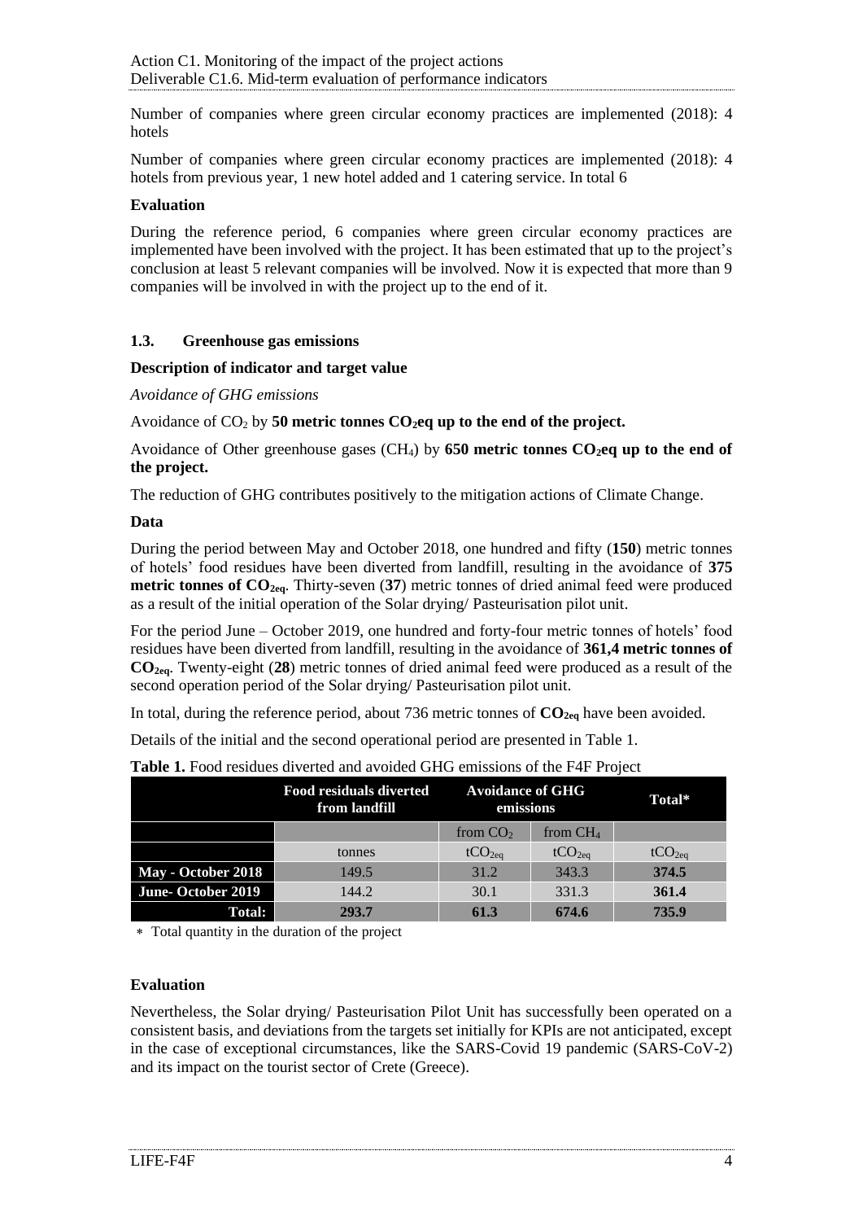Number of companies where green circular economy practices are implemented (2018): 4 hotels

Number of companies where green circular economy practices are implemented (2018): 4 hotels from previous year, 1 new hotel added and 1 catering service. In total 6

**Evaluation**

During the reference period, 6 companies where green circular economy practices are implemented have been involved with the project. It has been estimated that up to the project's conclusion at least 5 relevant companies will be involved. Now it is expected that more than 9 companies will be involved in with the project up to the end of it.

### 1.3. Greenhouse gas emissions

**Description of indicator and target value**

*Avoidance of GHG emissions*

Avoidance of $CO_2$ by **50 metric tonnes $CO_2$eq up to the end of the project.**

Avoidance of Other greenhouse gases ($CH_4$) by **650 metric tonnes $CO_2$eq up to the end of the project.**

The reduction of GHG contributes positively to the mitigation actions of Climate Change.

**Data**

During the period between May and October 2018, one hundred and fifty (**150**) metric tonnes of hotels' food residues have been diverted from landfill, resulting in the avoidance of **375 metric tonnes of $CO_{2eq}$**. Thirty-seven (**37**) metric tonnes of dried animal feed were produced as a result of the initial operation of the Solar drying/ Pasteurisation pilot unit.

For the period June – October 2019, one hundred and forty-four metric tonnes of hotels' food residues have been diverted from landfill, resulting in the avoidance of **361,4 metric tonnes of $CO_{2eq}$**. Twenty-eight (**28**) metric tonnes of dried animal feed were produced as a result of the second operation period of the Solar drying/ Pasteurisation pilot unit.

In total, during the reference period, about 736 metric tonnes of **$CO_{2eq}$** have been avoided.

Details of the initial and the second operational period are presented in Table 1.

**Table 1.** Food residues diverted and avoided GHG emissions of the F4F Project

| | Food residuals diverted from landfill | Avoidance of GHG emissions | | Total* |
|---|---|---|---|---|
| | | from $CO_2$ | from $CH_4$ | |
| | tonnes | $tCO_{2eq}$ | $tCO_{2eq}$ | $tCO_{2eq}$ |
| **May - October 2018** | 149.5 | 31.2 | 343.3 | **374.5** |
| **June- October 2019** | 144.2 | 30.1 | 331.3 | **361.4** |
| **Total:** | **293.7** | **61.3** | **674.6** | **735.9** |

* Total quantity in the duration of the project

**Evaluation**

Nevertheless, the Solar drying/ Pasteurisation Pilot Unit has successfully been operated on a consistent basis, and deviations from the targets set initially for KPIs are not anticipated, except in the case of exceptional circumstances, like the SARS-Covid 19 pandemic (SARS-CoV-2) and its impact on the tourist sector of Crete (Greece).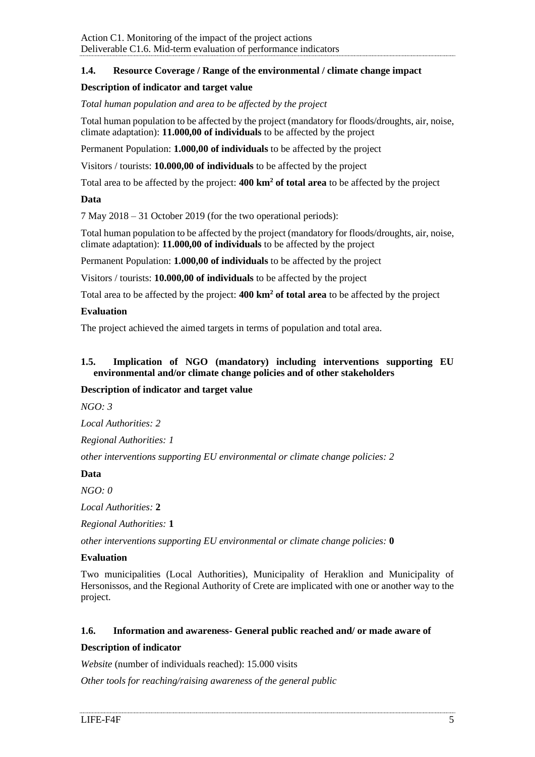### 1.4. Resource Coverage / Range of the environmental / climate change impact

**Description of indicator and target value**

*Total human population and area to be affected by the project*

Total human population to be affected by the project (mandatory for floods/droughts, air, noise, climate adaptation): **11.000,00 of individuals** to be affected by the project

Permanent Population: **1.000,00 of individuals** to be affected by the project

Visitors / tourists: **10.000,00 of individuals** to be affected by the project

Total area to be affected by the project: **400 km$^2$ of total area** to be affected by the project

**Data**

7 May 2018 – 31 October 2019 (for the two operational periods):

Total human population to be affected by the project (mandatory for floods/droughts, air, noise, climate adaptation): **11.000,00 of individuals** to be affected by the project

Permanent Population: **1.000,00 of individuals** to be affected by the project

Visitors / tourists: **10.000,00 of individuals** to be affected by the project

Total area to be affected by the project: **400 km$^2$ of total area** to be affected by the project

**Evaluation**

The project achieved the aimed targets in terms of population and total area.

### 1.5. Implication of NGO (mandatory) including interventions supporting EU environmental and/or climate change policies and of other stakeholders

**Description of indicator and target value**

*NGO: 3*

*Local Authorities: 2*

*Regional Authorities: 1*

*other interventions supporting EU environmental or climate change policies: 2*

**Data**

*NGO: 0*

*Local Authorities:* **2**

*Regional Authorities:* **1**

*other interventions supporting EU environmental or climate change policies:* **0**

**Evaluation**

Two municipalities (Local Authorities), Municipality of Heraklion and Municipality of Hersonissos, and the Regional Authority of Crete are implicated with one or another way to the project.

### 1.6. Information and awareness- General public reached and/ or made aware of

**Description of indicator**

*Website* (number of individuals reached): 15.000 visits

*Other tools for reaching/raising awareness of the general public*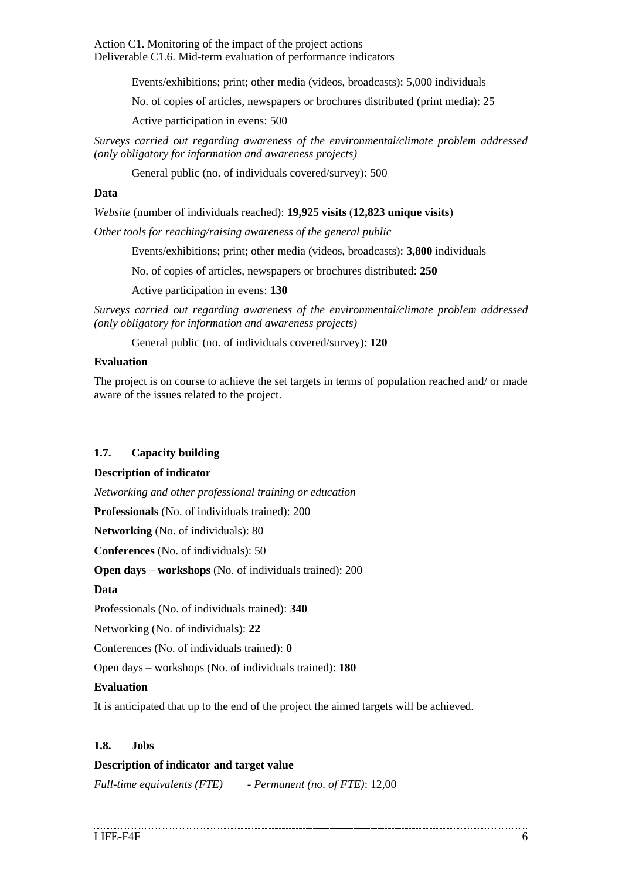Events/exhibitions; print; other media (videos, broadcasts): 5,000 individuals

No. of copies of articles, newspapers or brochures distributed (print media): 25

Active participation in evens: 500

*Surveys carried out regarding awareness of the environmental/climate problem addressed (only obligatory for information and awareness projects)*

General public (no. of individuals covered/survey): 500

**Data**

*Website* (number of individuals reached): **19,925 visits** (**12,823 unique visits**)

*Other tools for reaching/raising awareness of the general public*

Events/exhibitions; print; other media (videos, broadcasts): **3,800** individuals

No. of copies of articles, newspapers or brochures distributed: **250**

Active participation in evens: **130**

*Surveys carried out regarding awareness of the environmental/climate problem addressed (only obligatory for information and awareness projects)*

General public (no. of individuals covered/survey): **120**

**Evaluation**

The project is on course to achieve the set targets in terms of population reached and/ or made aware of the issues related to the project.

### 1.7. Capacity building

**Description of indicator**

*Networking and other professional training or education*

**Professionals** (No. of individuals trained): 200

**Networking** (No. of individuals): 80

**Conferences** (No. of individuals): 50

**Open days – workshops** (No. of individuals trained): 200

**Data**

Professionals (No. of individuals trained): **340**

Networking (No. of individuals): **22**

Conferences (No. of individuals trained): **0**

Open days – workshops (No. of individuals trained): **180**

**Evaluation**

It is anticipated that up to the end of the project the aimed targets will be achieved.

### 1.8. Jobs

**Description of indicator and target value**

*Full-time equivalents (FTE)* *- Permanent (no. of FTE)*: 12,00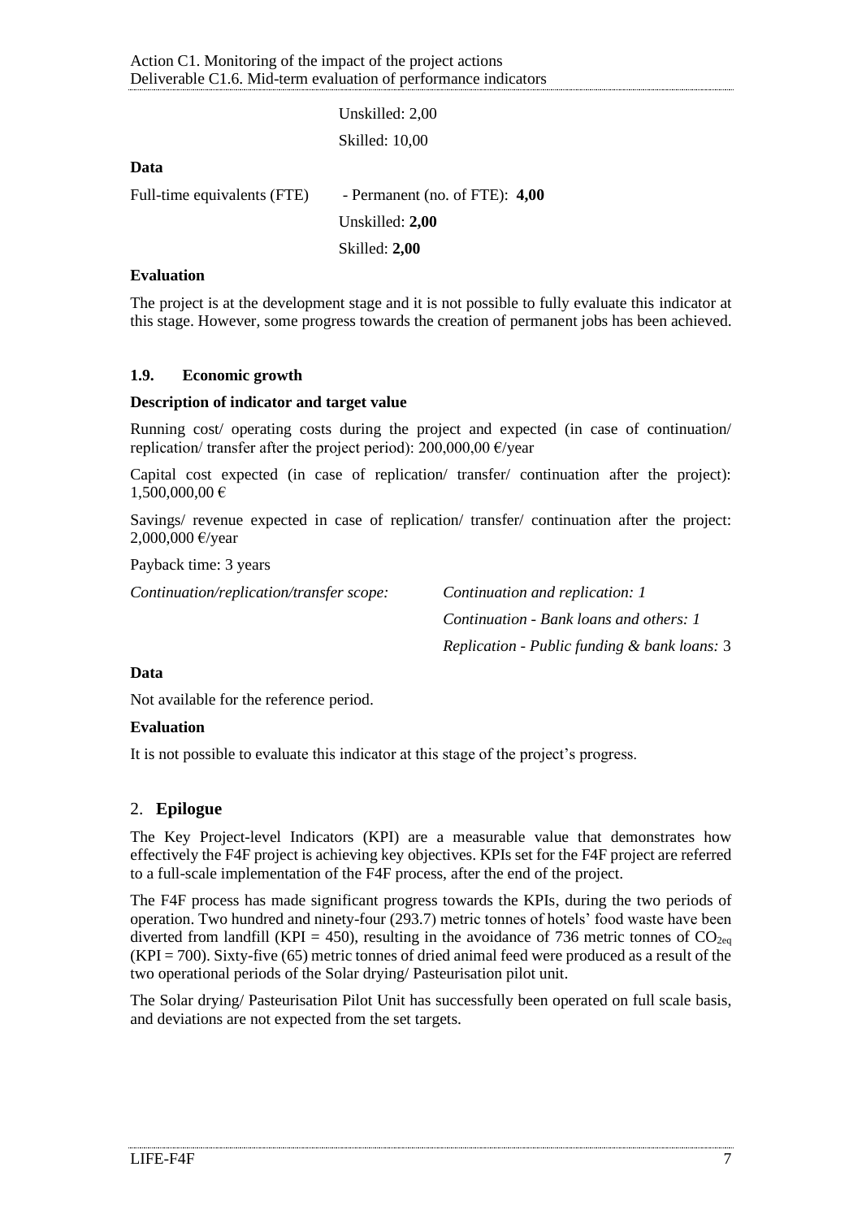Unskilled: 2,00

Skilled: 10,00

**Data**

Full-time equivalents (FTE) - Permanent (no. of FTE): **4,00**

Unskilled: **2,00**

Skilled: **2,00**

**Evaluation**

The project is at the development stage and it is not possible to fully evaluate this indicator at this stage. However, some progress towards the creation of permanent jobs has been achieved.

### 1.9. Economic growth

**Description of indicator and target value**

Running cost/ operating costs during the project and expected (in case of continuation/ replication/ transfer after the project period): 200,000,00 €/year

Capital cost expected (in case of replication/ transfer/ continuation after the project): 1,500,000,00 €

Savings/ revenue expected in case of replication/ transfer/ continuation after the project: 2,000,000 €/year

Payback time: 3 years

*Continuation/replication/transfer scope:* *Continuation and replication: 1*

*Continuation - Bank loans and others: 1*

*Replication - Public funding & bank loans:* 3

**Data**

Not available for the reference period.

**Evaluation**

It is not possible to evaluate this indicator at this stage of the project's progress.

## 2. Epilogue

The Key Project-level Indicators (KPI) are a measurable value that demonstrates how effectively the F4F project is achieving key objectives. KPIs set for the F4F project are referred to a full-scale implementation of the F4F process, after the end of the project.

The F4F process has made significant progress towards the KPIs, during the two periods of operation. Two hundred and ninety-four (293.7) metric tonnes of hotels' food waste have been diverted from landfill (KPI = 450), resulting in the avoidance of 736 metric tonnes of $CO_{2eq}$ (KPI = 700). Sixty-five (65) metric tonnes of dried animal feed were produced as a result of the two operational periods of the Solar drying/ Pasteurisation pilot unit.

The Solar drying/ Pasteurisation Pilot Unit has successfully been operated on full scale basis, and deviations are not expected from the set targets.